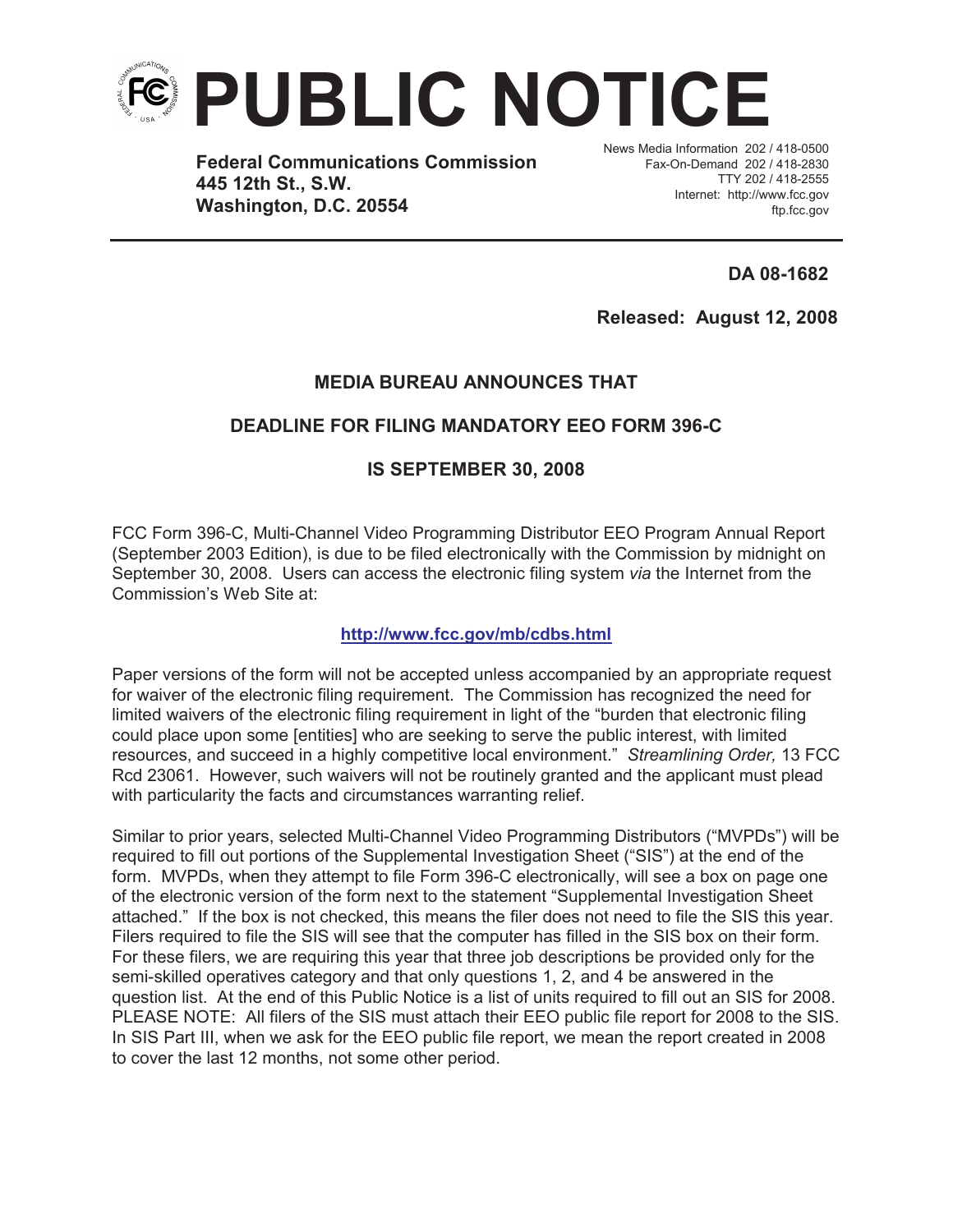# PUBLIC NOTICE

**Federal Communications Commission**
**445 12th St., S.W.**
**Washington, D.C. 20554**

News Media Information 202 / 418-0500
Fax-On-Demand 202 / 418-2830
TTY 202 / 418-2555
Internet: http://www.fcc.gov
ftp.fcc.gov

**DA 08-1682**

**Released: August 12, 2008**

## MEDIA BUREAU ANNOUNCES THAT

## DEADLINE FOR FILING MANDATORY EEO FORM 396-C

## IS SEPTEMBER 30, 2008

FCC Form 396-C, Multi-Channel Video Programming Distributor EEO Program Annual Report (September 2003 Edition), is due to be filed electronically with the Commission by midnight on September 30, 2008. Users can access the electronic filing system *via* the Internet from the Commission's Web Site at:

**http://www.fcc.gov/mb/cdbs.html**

Paper versions of the form will not be accepted unless accompanied by an appropriate request for waiver of the electronic filing requirement. The Commission has recognized the need for limited waivers of the electronic filing requirement in light of the "burden that electronic filing could place upon some [entities] who are seeking to serve the public interest, with limited resources, and succeed in a highly competitive local environment." *Streamlining Order,* 13 FCC Rcd 23061. However, such waivers will not be routinely granted and the applicant must plead with particularity the facts and circumstances warranting relief.

Similar to prior years, selected Multi-Channel Video Programming Distributors ("MVPDs") will be required to fill out portions of the Supplemental Investigation Sheet ("SIS") at the end of the form. MVPDs, when they attempt to file Form 396-C electronically, will see a box on page one of the electronic version of the form next to the statement "Supplemental Investigation Sheet attached." If the box is not checked, this means the filer does not need to file the SIS this year. Filers required to file the SIS will see that the computer has filled in the SIS box on their form. For these filers, we are requiring this year that three job descriptions be provided only for the semi-skilled operatives category and that only questions 1, 2, and 4 be answered in the question list. At the end of this Public Notice is a list of units required to fill out an SIS for 2008. PLEASE NOTE: All filers of the SIS must attach their EEO public file report for 2008 to the SIS. In SIS Part III, when we ask for the EEO public file report, we mean the report created in 2008 to cover the last 12 months, not some other period.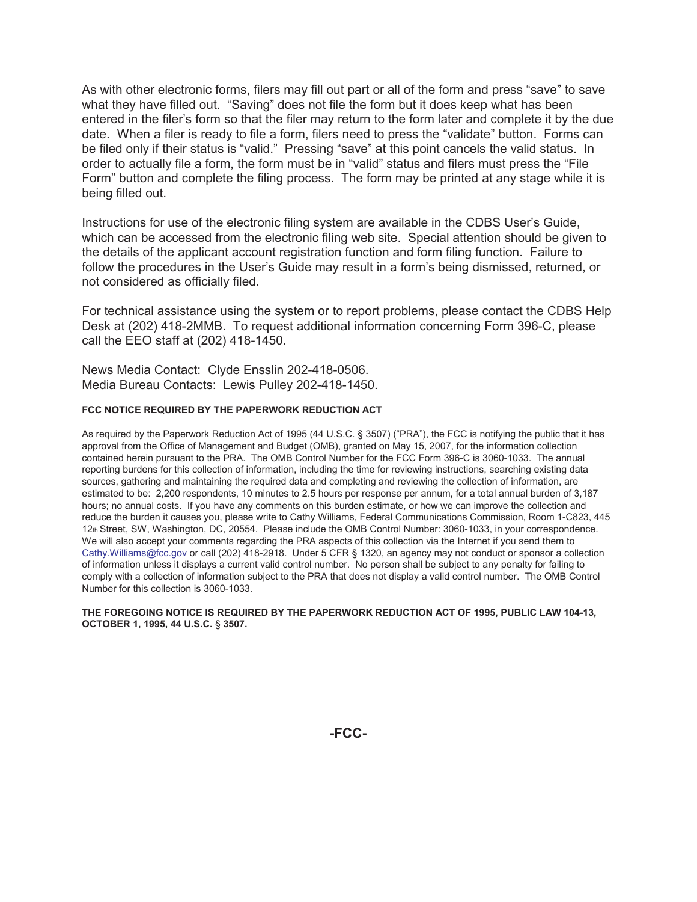As with other electronic forms, filers may fill out part or all of the form and press "save" to save what they have filled out. "Saving" does not file the form but it does keep what has been entered in the filer's form so that the filer may return to the form later and complete it by the due date. When a filer is ready to file a form, filers need to press the "validate" button. Forms can be filed only if their status is "valid." Pressing "save" at this point cancels the valid status. In order to actually file a form, the form must be in "valid" status and filers must press the "File Form" button and complete the filing process. The form may be printed at any stage while it is being filled out.

Instructions for use of the electronic filing system are available in the CDBS User's Guide, which can be accessed from the electronic filing web site. Special attention should be given to the details of the applicant account registration function and form filing function. Failure to follow the procedures in the User's Guide may result in a form's being dismissed, returned, or not considered as officially filed.

For technical assistance using the system or to report problems, please contact the CDBS Help Desk at (202) 418-2MMB. To request additional information concerning Form 396-C, please call the EEO staff at (202) 418-1450.

News Media Contact: Clyde Ensslin 202-418-0506.
Media Bureau Contacts: Lewis Pulley 202-418-1450.

**FCC NOTICE REQUIRED BY THE PAPERWORK REDUCTION ACT**

As required by the Paperwork Reduction Act of 1995 (44 U.S.C. § 3507) ("PRA"), the FCC is notifying the public that it has approval from the Office of Management and Budget (OMB), granted on May 15, 2007, for the information collection contained herein pursuant to the PRA. The OMB Control Number for the FCC Form 396-C is 3060-1033. The annual reporting burdens for this collection of information, including the time for reviewing instructions, searching existing data sources, gathering and maintaining the required data and completing and reviewing the collection of information, are estimated to be: 2,200 respondents, 10 minutes to 2.5 hours per response per annum, for a total annual burden of 3,187 hours; no annual costs. If you have any comments on this burden estimate, or how we can improve the collection and reduce the burden it causes you, please write to Cathy Williams, Federal Communications Commission, Room 1-C823, 445 12th Street, SW, Washington, DC, 20554. Please include the OMB Control Number: 3060-1033, in your correspondence. We will also accept your comments regarding the PRA aspects of this collection via the Internet if you send them to Cathy.Williams@fcc.gov or call (202) 418-2918. Under 5 CFR § 1320, an agency may not conduct or sponsor a collection of information unless it displays a current valid control number. No person shall be subject to any penalty for failing to comply with a collection of information subject to the PRA that does not display a valid control number. The OMB Control Number for this collection is 3060-1033.

**THE FOREGOING NOTICE IS REQUIRED BY THE PAPERWORK REDUCTION ACT OF 1995, PUBLIC LAW 104-13, OCTOBER 1, 1995, 44 U.S.C. § 3507.**

**-FCC-**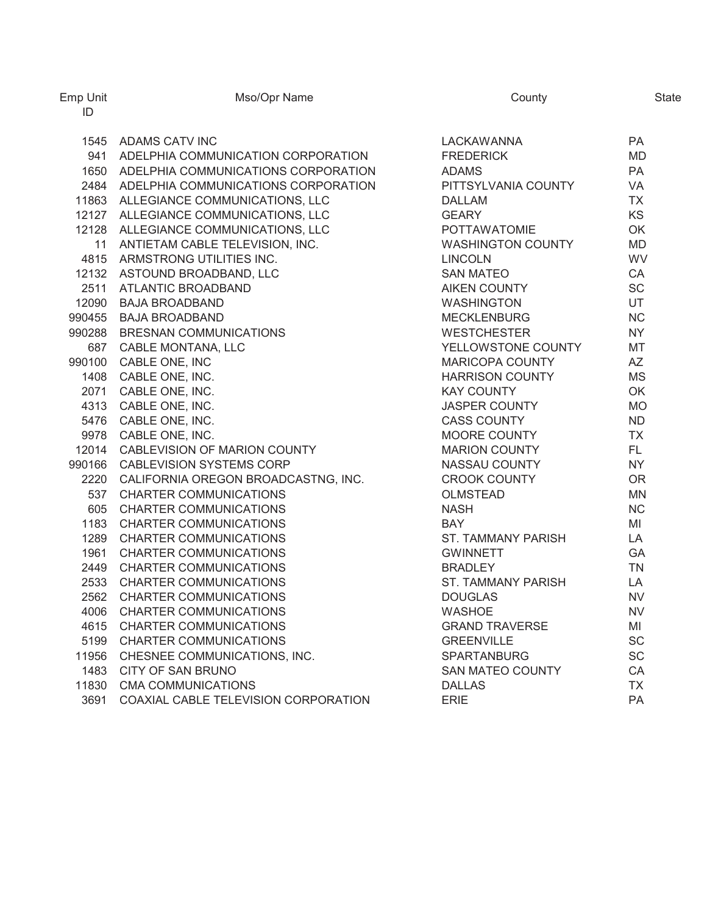| Emp Unit ID | Mso/Opr Name | County | State |
|---|---|---|---|
| 1545 | ADAMS CATV INC | LACKAWANNA | PA |
| 941 | ADELPHIA COMMUNICATION CORPORATION | FREDERICK | MD |
| 1650 | ADELPHIA COMMUNICATIONS CORPORATION | ADAMS | PA |
| 2484 | ADELPHIA COMMUNICATIONS CORPORATION | PITTSYLVANIA COUNTY | VA |
| 11863 | ALLEGIANCE COMMUNICATIONS, LLC | DALLAM | TX |
| 12127 | ALLEGIANCE COMMUNICATIONS, LLC | GEARY | KS |
| 12128 | ALLEGIANCE COMMUNICATIONS, LLC | POTTAWATOMIE | OK |
| 11 | ANTIETAM CABLE TELEVISION, INC. | WASHINGTON COUNTY | MD |
| 4815 | ARMSTRONG UTILITIES INC. | LINCOLN | WV |
| 12132 | ASTOUND BROADBAND, LLC | SAN MATEO | CA |
| 2511 | ATLANTIC BROADBAND | AIKEN COUNTY | SC |
| 12090 | BAJA BROADBAND | WASHINGTON | UT |
| 990455 | BAJA BROADBAND | MECKLENBURG | NC |
| 990288 | BRESNAN COMMUNICATIONS | WESTCHESTER | NY |
| 687 | CABLE MONTANA, LLC | YELLOWSTONE COUNTY | MT |
| 990100 | CABLE ONE, INC | MARICOPA COUNTY | AZ |
| 1408 | CABLE ONE, INC. | HARRISON COUNTY | MS |
| 2071 | CABLE ONE, INC. | KAY COUNTY | OK |
| 4313 | CABLE ONE, INC. | JASPER COUNTY | MO |
| 5476 | CABLE ONE, INC. | CASS COUNTY | ND |
| 9978 | CABLE ONE, INC. | MOORE COUNTY | TX |
| 12014 | CABLEVISION OF MARION COUNTY | MARION COUNTY | FL |
| 990166 | CABLEVISION SYSTEMS CORP | NASSAU COUNTY | NY |
| 2220 | CALIFORNIA OREGON BROADCASTNG, INC. | CROOK COUNTY | OR |
| 537 | CHARTER COMMUNICATIONS | OLMSTEAD | MN |
| 605 | CHARTER COMMUNICATIONS | NASH | NC |
| 1183 | CHARTER COMMUNICATIONS | BAY | MI |
| 1289 | CHARTER COMMUNICATIONS | ST. TAMMANY PARISH | LA |
| 1961 | CHARTER COMMUNICATIONS | GWINNETT | GA |
| 2449 | CHARTER COMMUNICATIONS | BRADLEY | TN |
| 2533 | CHARTER COMMUNICATIONS | ST. TAMMANY PARISH | LA |
| 2562 | CHARTER COMMUNICATIONS | DOUGLAS | NV |
| 4006 | CHARTER COMMUNICATIONS | WASHOE | NV |
| 4615 | CHARTER COMMUNICATIONS | GRAND TRAVERSE | MI |
| 5199 | CHARTER COMMUNICATIONS | GREENVILLE | SC |
| 11956 | CHESNEE COMMUNICATIONS, INC. | SPARTANBURG | SC |
| 1483 | CITY OF SAN BRUNO | SAN MATEO COUNTY | CA |
| 11830 | CMA COMMUNICATIONS | DALLAS | TX |
| 3691 | COAXIAL CABLE TELEVISION CORPORATION | ERIE | PA |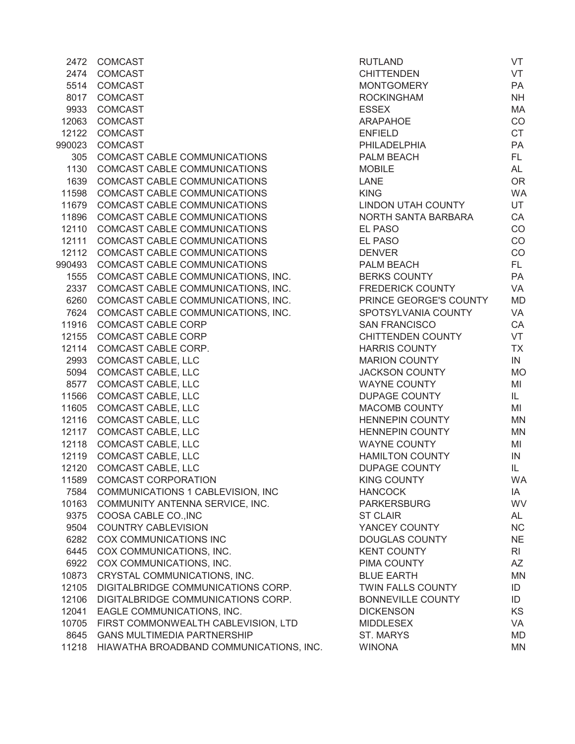| | | | |
|---|---|---|---|
| 2472 | COMCAST | RUTLAND | VT |
| 2474 | COMCAST | CHITTENDEN | VT |
| 5514 | COMCAST | MONTGOMERY | PA |
| 8017 | COMCAST | ROCKINGHAM | NH |
| 9933 | COMCAST | ESSEX | MA |
| 12063 | COMCAST | ARAPAHOE | CO |
| 12122 | COMCAST | ENFIELD | CT |
| 990023 | COMCAST | PHILADELPHIA | PA |
| 305 | COMCAST CABLE COMMUNICATIONS | PALM BEACH | FL |
| 1130 | COMCAST CABLE COMMUNICATIONS | MOBILE | AL |
| 1639 | COMCAST CABLE COMMUNICATIONS | LANE | OR |
| 11598 | COMCAST CABLE COMMUNICATIONS | KING | WA |
| 11679 | COMCAST CABLE COMMUNICATIONS | LINDON UTAH COUNTY | UT |
| 11896 | COMCAST CABLE COMMUNICATIONS | NORTH SANTA BARBARA | CA |
| 12110 | COMCAST CABLE COMMUNICATIONS | EL PASO | CO |
| 12111 | COMCAST CABLE COMMUNICATIONS | EL PASO | CO |
| 12112 | COMCAST CABLE COMMUNICATIONS | DENVER | CO |
| 990493 | COMCAST CABLE COMMUNICATIONS | PALM BEACH | FL |
| 1555 | COMCAST CABLE COMMUNICATIONS, INC. | BERKS COUNTY | PA |
| 2337 | COMCAST CABLE COMMUNICATIONS, INC. | FREDERICK COUNTY | VA |
| 6260 | COMCAST CABLE COMMUNICATIONS, INC. | PRINCE GEORGE'S COUNTY | MD |
| 7624 | COMCAST CABLE COMMUNICATIONS, INC. | SPOTSYLVANIA COUNTY | VA |
| 11916 | COMCAST CABLE CORP | SAN FRANCISCO | CA |
| 12155 | COMCAST CABLE CORP | CHITTENDEN COUNTY | VT |
| 12114 | COMCAST CABLE CORP. | HARRIS COUNTY | TX |
| 2993 | COMCAST CABLE, LLC | MARION COUNTY | IN |
| 5094 | COMCAST CABLE, LLC | JACKSON COUNTY | MO |
| 8577 | COMCAST CABLE, LLC | WAYNE COUNTY | MI |
| 11566 | COMCAST CABLE, LLC | DUPAGE COUNTY | IL |
| 11605 | COMCAST CABLE, LLC | MACOMB COUNTY | MI |
| 12116 | COMCAST CABLE, LLC | HENNEPIN COUNTY | MN |
| 12117 | COMCAST CABLE, LLC | HENNEPIN COUNTY | MN |
| 12118 | COMCAST CABLE, LLC | WAYNE COUNTY | MI |
| 12119 | COMCAST CABLE, LLC | HAMILTON COUNTY | IN |
| 12120 | COMCAST CABLE, LLC | DUPAGE COUNTY | IL |
| 11589 | COMCAST CORPORATION | KING COUNTY | WA |
| 7584 | COMMUNICATIONS 1 CABLEVISION, INC | HANCOCK | IA |
| 10163 | COMMUNITY ANTENNA SERVICE, INC. | PARKERSBURG | WV |
| 9375 | COOSA CABLE CO.,INC | ST CLAIR | AL |
| 9504 | COUNTRY CABLEVISION | YANCEY COUNTY | NC |
| 6282 | COX COMMUNICATIONS INC | DOUGLAS COUNTY | NE |
| 6445 | COX COMMUNICATIONS, INC. | KENT COUNTY | RI |
| 6922 | COX COMMUNICATIONS, INC. | PIMA COUNTY | AZ |
| 10873 | CRYSTAL COMMUNICATIONS, INC. | BLUE EARTH | MN |
| 12105 | DIGITALBRIDGE COMMUNICATIONS CORP. | TWIN FALLS COUNTY | ID |
| 12106 | DIGITALBRIDGE COMMUNICATIONS CORP. | BONNEVILLE COUNTY | ID |
| 12041 | EAGLE COMMUNICATIONS, INC. | DICKENSON | KS |
| 10705 | FIRST COMMONWEALTH CABLEVISION, LTD | MIDDLESEX | VA |
| 8645 | GANS MULTIMEDIA PARTNERSHIP | ST. MARYS | MD |
| 11218 | HIAWATHA BROADBAND COMMUNICATIONS, INC. | WINONA | MN |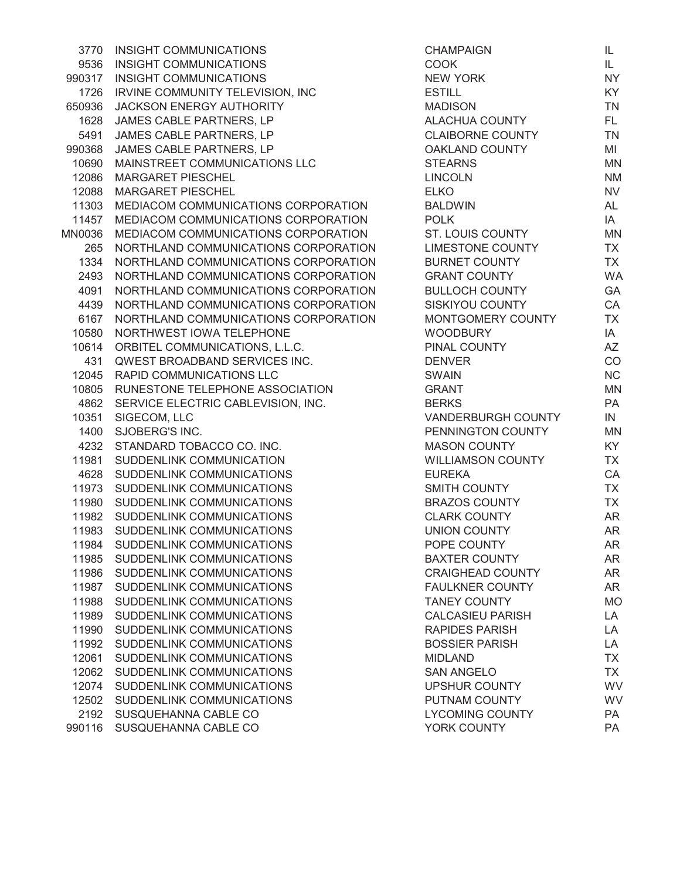| | | | |
|---|---|---|---|
| 3770 | INSIGHT COMMUNICATIONS | CHAMPAIGN | IL |
| 9536 | INSIGHT COMMUNICATIONS | COOK | IL |
| 990317 | INSIGHT COMMUNICATIONS | NEW YORK | NY |
| 1726 | IRVINE COMMUNITY TELEVISION, INC | ESTILL | KY |
| 650936 | JACKSON ENERGY AUTHORITY | MADISON | TN |
| 1628 | JAMES CABLE PARTNERS, LP | ALACHUA COUNTY | FL |
| 5491 | JAMES CABLE PARTNERS, LP | CLAIBORNE COUNTY | TN |
| 990368 | JAMES CABLE PARTNERS, LP | OAKLAND COUNTY | MI |
| 10690 | MAINSTREET COMMUNICATIONS LLC | STEARNS | MN |
| 12086 | MARGARET PIESCHEL | LINCOLN | NM |
| 12088 | MARGARET PIESCHEL | ELKO | NV |
| 11303 | MEDIACOM COMMUNICATIONS CORPORATION | BALDWIN | AL |
| 11457 | MEDIACOM COMMUNICATIONS CORPORATION | POLK | IA |
| MN0036 | MEDIACOM COMMUNICATIONS CORPORATION | ST. LOUIS COUNTY | MN |
| 265 | NORTHLAND COMMUNICATIONS CORPORATION | LIMESTONE COUNTY | TX |
| 1334 | NORTHLAND COMMUNICATIONS CORPORATION | BURNET COUNTY | TX |
| 2493 | NORTHLAND COMMUNICATIONS CORPORATION | GRANT COUNTY | WA |
| 4091 | NORTHLAND COMMUNICATIONS CORPORATION | BULLOCH COUNTY | GA |
| 4439 | NORTHLAND COMMUNICATIONS CORPORATION | SISKIYOU COUNTY | CA |
| 6167 | NORTHLAND COMMUNICATIONS CORPORATION | MONTGOMERY COUNTY | TX |
| 10580 | NORTHWEST IOWA TELEPHONE | WOODBURY | IA |
| 10614 | ORBITEL COMMUNICATIONS, L.L.C. | PINAL COUNTY | AZ |
| 431 | QWEST BROADBAND SERVICES INC. | DENVER | CO |
| 12045 | RAPID COMMUNICATIONS LLC | SWAIN | NC |
| 10805 | RUNESTONE TELEPHONE ASSOCIATION | GRANT | MN |
| 4862 | SERVICE ELECTRIC CABLEVISION, INC. | BERKS | PA |
| 10351 | SIGECOM, LLC | VANDERBURGH COUNTY | IN |
| 1400 | SJOBERG'S INC. | PENNINGTON COUNTY | MN |
| 4232 | STANDARD TOBACCO CO. INC. | MASON COUNTY | KY |
| 11981 | SUDDENLINK COMMUNICATION | WILLIAMSON COUNTY | TX |
| 4628 | SUDDENLINK COMMUNICATIONS | EUREKA | CA |
| 11973 | SUDDENLINK COMMUNICATIONS | SMITH COUNTY | TX |
| 11980 | SUDDENLINK COMMUNICATIONS | BRAZOS COUNTY | TX |
| 11982 | SUDDENLINK COMMUNICATIONS | CLARK COUNTY | AR |
| 11983 | SUDDENLINK COMMUNICATIONS | UNION COUNTY | AR |
| 11984 | SUDDENLINK COMMUNICATIONS | POPE COUNTY | AR |
| 11985 | SUDDENLINK COMMUNICATIONS | BAXTER COUNTY | AR |
| 11986 | SUDDENLINK COMMUNICATIONS | CRAIGHEAD COUNTY | AR |
| 11987 | SUDDENLINK COMMUNICATIONS | FAULKNER COUNTY | AR |
| 11988 | SUDDENLINK COMMUNICATIONS | TANEY COUNTY | MO |
| 11989 | SUDDENLINK COMMUNICATIONS | CALCASIEU PARISH | LA |
| 11990 | SUDDENLINK COMMUNICATIONS | RAPIDES PARISH | LA |
| 11992 | SUDDENLINK COMMUNICATIONS | BOSSIER PARISH | LA |
| 12061 | SUDDENLINK COMMUNICATIONS | MIDLAND | TX |
| 12062 | SUDDENLINK COMMUNICATIONS | SAN ANGELO | TX |
| 12074 | SUDDENLINK COMMUNICATIONS | UPSHUR COUNTY | WV |
| 12502 | SUDDENLINK COMMUNICATIONS | PUTNAM COUNTY | WV |
| 2192 | SUSQUEHANNA CABLE CO | LYCOMING COUNTY | PA |
| 990116 | SUSQUEHANNA CABLE CO | YORK COUNTY | PA |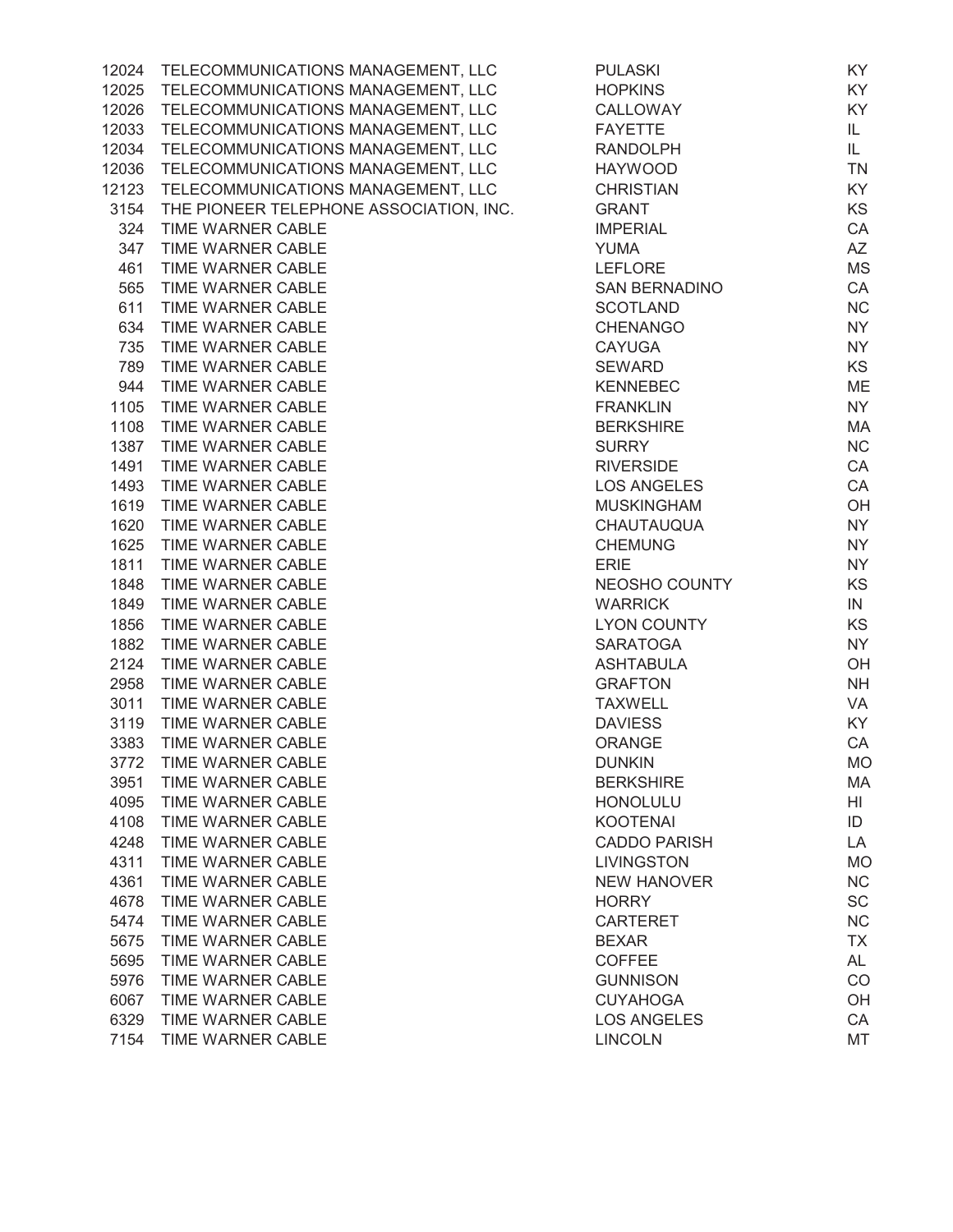| | | | |
|---|---|---|---|
| 12024 | TELECOMMUNICATIONS MANAGEMENT, LLC | PULASKI | KY |
| 12025 | TELECOMMUNICATIONS MANAGEMENT, LLC | HOPKINS | KY |
| 12026 | TELECOMMUNICATIONS MANAGEMENT, LLC | CALLOWAY | KY |
| 12033 | TELECOMMUNICATIONS MANAGEMENT, LLC | FAYETTE | IL |
| 12034 | TELECOMMUNICATIONS MANAGEMENT, LLC | RANDOLPH | IL |
| 12036 | TELECOMMUNICATIONS MANAGEMENT, LLC | HAYWOOD | TN |
| 12123 | TELECOMMUNICATIONS MANAGEMENT, LLC | CHRISTIAN | KY |
| 3154 | THE PIONEER TELEPHONE ASSOCIATION, INC. | GRANT | KS |
| 324 | TIME WARNER CABLE | IMPERIAL | CA |
| 347 | TIME WARNER CABLE | YUMA | AZ |
| 461 | TIME WARNER CABLE | LEFLORE | MS |
| 565 | TIME WARNER CABLE | SAN BERNADINO | CA |
| 611 | TIME WARNER CABLE | SCOTLAND | NC |
| 634 | TIME WARNER CABLE | CHENANGO | NY |
| 735 | TIME WARNER CABLE | CAYUGA | NY |
| 789 | TIME WARNER CABLE | SEWARD | KS |
| 944 | TIME WARNER CABLE | KENNEBEC | ME |
| 1105 | TIME WARNER CABLE | FRANKLIN | NY |
| 1108 | TIME WARNER CABLE | BERKSHIRE | MA |
| 1387 | TIME WARNER CABLE | SURRY | NC |
| 1491 | TIME WARNER CABLE | RIVERSIDE | CA |
| 1493 | TIME WARNER CABLE | LOS ANGELES | CA |
| 1619 | TIME WARNER CABLE | MUSKINGHAM | OH |
| 1620 | TIME WARNER CABLE | CHAUTAUQUA | NY |
| 1625 | TIME WARNER CABLE | CHEMUNG | NY |
| 1811 | TIME WARNER CABLE | ERIE | NY |
| 1848 | TIME WARNER CABLE | NEOSHO COUNTY | KS |
| 1849 | TIME WARNER CABLE | WARRICK | IN |
| 1856 | TIME WARNER CABLE | LYON COUNTY | KS |
| 1882 | TIME WARNER CABLE | SARATOGA | NY |
| 2124 | TIME WARNER CABLE | ASHTABULA | OH |
| 2958 | TIME WARNER CABLE | GRAFTON | NH |
| 3011 | TIME WARNER CABLE | TAXWELL | VA |
| 3119 | TIME WARNER CABLE | DAVIESS | KY |
| 3383 | TIME WARNER CABLE | ORANGE | CA |
| 3772 | TIME WARNER CABLE | DUNKIN | MO |
| 3951 | TIME WARNER CABLE | BERKSHIRE | MA |
| 4095 | TIME WARNER CABLE | HONOLULU | HI |
| 4108 | TIME WARNER CABLE | KOOTENAI | ID |
| 4248 | TIME WARNER CABLE | CADDO PARISH | LA |
| 4311 | TIME WARNER CABLE | LIVINGSTON | MO |
| 4361 | TIME WARNER CABLE | NEW HANOVER | NC |
| 4678 | TIME WARNER CABLE | HORRY | SC |
| 5474 | TIME WARNER CABLE | CARTERET | NC |
| 5675 | TIME WARNER CABLE | BEXAR | TX |
| 5695 | TIME WARNER CABLE | COFFEE | AL |
| 5976 | TIME WARNER CABLE | GUNNISON | CO |
| 6067 | TIME WARNER CABLE | CUYAHOGA | OH |
| 6329 | TIME WARNER CABLE | LOS ANGELES | CA |
| 7154 | TIME WARNER CABLE | LINCOLN | MT |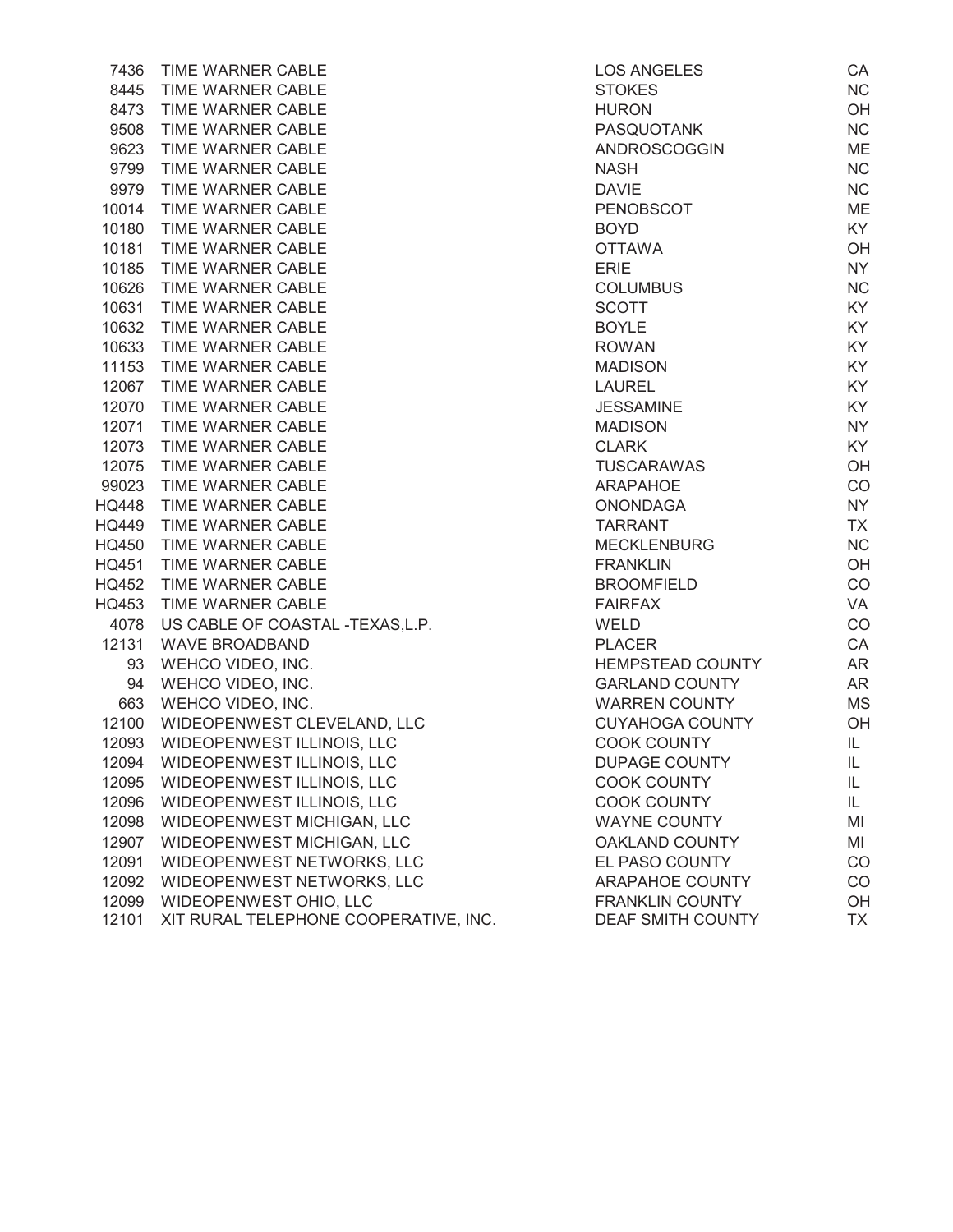| | | | |
|---|---|---|---|
| 7436 | TIME WARNER CABLE | LOS ANGELES | CA |
| 8445 | TIME WARNER CABLE | STOKES | NC |
| 8473 | TIME WARNER CABLE | HURON | OH |
| 9508 | TIME WARNER CABLE | PASQUOTANK | NC |
| 9623 | TIME WARNER CABLE | ANDROSCOGGIN | ME |
| 9799 | TIME WARNER CABLE | NASH | NC |
| 9979 | TIME WARNER CABLE | DAVIE | NC |
| 10014 | TIME WARNER CABLE | PENOBSCOT | ME |
| 10180 | TIME WARNER CABLE | BOYD | KY |
| 10181 | TIME WARNER CABLE | OTTAWA | OH |
| 10185 | TIME WARNER CABLE | ERIE | NY |
| 10626 | TIME WARNER CABLE | COLUMBUS | NC |
| 10631 | TIME WARNER CABLE | SCOTT | KY |
| 10632 | TIME WARNER CABLE | BOYLE | KY |
| 10633 | TIME WARNER CABLE | ROWAN | KY |
| 11153 | TIME WARNER CABLE | MADISON | KY |
| 12067 | TIME WARNER CABLE | LAUREL | KY |
| 12070 | TIME WARNER CABLE | JESSAMINE | KY |
| 12071 | TIME WARNER CABLE | MADISON | NY |
| 12073 | TIME WARNER CABLE | CLARK | KY |
| 12075 | TIME WARNER CABLE | TUSCARAWAS | OH |
| 99023 | TIME WARNER CABLE | ARAPAHOE | CO |
| HQ448 | TIME WARNER CABLE | ONONDAGA | NY |
| HQ449 | TIME WARNER CABLE | TARRANT | TX |
| HQ450 | TIME WARNER CABLE | MECKLENBURG | NC |
| HQ451 | TIME WARNER CABLE | FRANKLIN | OH |
| HQ452 | TIME WARNER CABLE | BROOMFIELD | CO |
| HQ453 | TIME WARNER CABLE | FAIRFAX | VA |
| 4078 | US CABLE OF COASTAL -TEXAS,L.P. | WELD | CO |
| 12131 | WAVE BROADBAND | PLACER | CA |
| 93 | WEHCO VIDEO, INC. | HEMPSTEAD COUNTY | AR |
| 94 | WEHCO VIDEO, INC. | GARLAND COUNTY | AR |
| 663 | WEHCO VIDEO, INC. | WARREN COUNTY | MS |
| 12100 | WIDEOPENWEST CLEVELAND, LLC | CUYAHOGA COUNTY | OH |
| 12093 | WIDEOPENWEST ILLINOIS, LLC | COOK COUNTY | IL |
| 12094 | WIDEOPENWEST ILLINOIS, LLC | DUPAGE COUNTY | IL |
| 12095 | WIDEOPENWEST ILLINOIS, LLC | COOK COUNTY | IL |
| 12096 | WIDEOPENWEST ILLINOIS, LLC | COOK COUNTY | IL |
| 12098 | WIDEOPENWEST MICHIGAN, LLC | WAYNE COUNTY | MI |
| 12907 | WIDEOPENWEST MICHIGAN, LLC | OAKLAND COUNTY | MI |
| 12091 | WIDEOPENWEST NETWORKS, LLC | EL PASO COUNTY | CO |
| 12092 | WIDEOPENWEST NETWORKS, LLC | ARAPAHOE COUNTY | CO |
| 12099 | WIDEOPENWEST OHIO, LLC | FRANKLIN COUNTY | OH |
| 12101 | XIT RURAL TELEPHONE COOPERATIVE, INC. | DEAF SMITH COUNTY | TX |